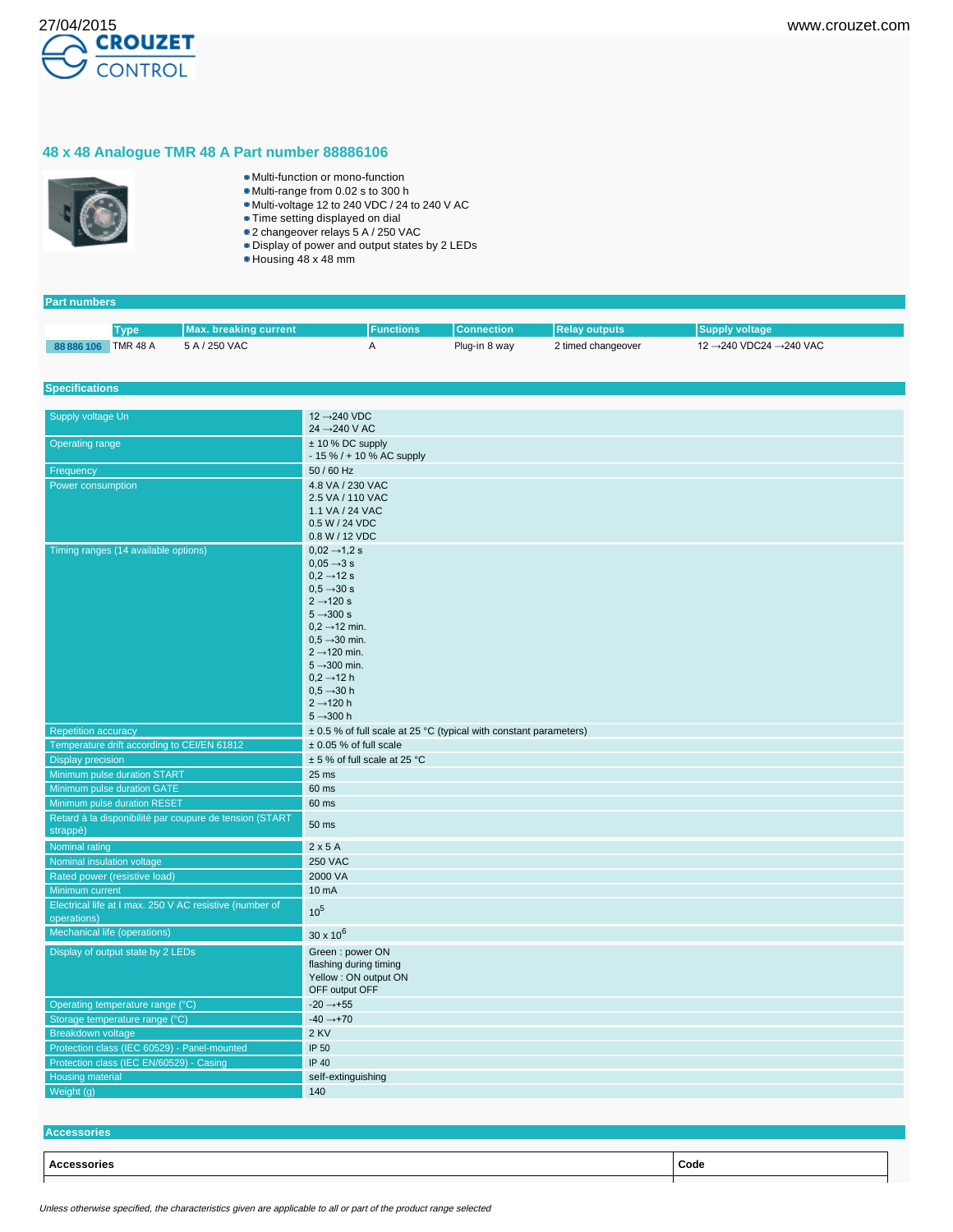## 48 x 48 Analogue TMR 48 A Part number 88886106

- Multi-function or mono-function
- Multi-range from 0.02 s to 300 h
- Multi-voltage 12 to 240 VDC / 24 to 240 V AC
- Time setting displayed on dial
- 2 changeover relays 5 A / 250 VAC
- Display of power and output states by 2 LEDs
- Housing 48 x 48 mm

### Part numbers

| | Type | Max. breaking current | Functions | Connection | Relay outputs | Supply voltage |
|---|---|---|---|---|---|---|
| 88 886 106 | TMR 48 A | 5 A / 250 VAC | A | Plug-in 8 way | 2 timed changeover | 12 →240 VDC24 →240 VAC |

### Specifications

| | |
|---|---|
| Supply voltage Un | 12 →240 VDC<br>24 →240 V AC |
| Operating range | ± 10 % DC supply<br>- 15 % / + 10 % AC supply |
| Frequency | 50 / 60 Hz |
| Power consumption | 4.8 VA / 230 VAC<br>2.5 VA / 110 VAC<br>1.1 VA / 24 VAC<br>0.5 W / 24 VDC<br>0.8 W / 12 VDC |
| Timing ranges (14 available options) | 0,02 →1,2 s<br>0,05 →3 s<br>0,2 →12 s<br>0,5 →30 s<br>2 →120 s<br>5 →300 s<br>0,2 →12 min.<br>0,5 →30 min.<br>2 →120 min.<br>5 →300 min.<br>0,2 →12 h<br>0,5 →30 h<br>2 →120 h<br>5 →300 h |
| Repetition accuracy | ± 0.5 % of full scale at 25 °C (typical with constant parameters) |
| Temperature drift according to CEI/EN 61812 | ± 0.05 % of full scale |
| Display precision | ± 5 % of full scale at 25 °C |
| Minimum pulse duration START | 25 ms |
| Minimum pulse duration GATE | 60 ms |
| Minimum pulse duration RESET | 60 ms |
| Retard à la disponibilité par coupure de tension (START strappé) | 50 ms |
| Nominal rating | 2 x 5 A |
| Nominal insulation voltage | 250 VAC |
| Rated power (resistive load) | 2000 VA |
| Minimum current | 10 mA |
| Electrical life at I max. 250 V AC resistive (number of operations) | $10^5$ |
| Mechanical life (operations) | $30 \times 10^6$ |
| Display of output state by 2 LEDs | Green : power ON<br>flashing during timing<br>Yellow : ON output ON<br>OFF output OFF |
| Operating temperature range (°C) | -20 →+55 |
| Storage temperature range (°C) | -40 →+70 |
| Breakdown voltage | 2 KV |
| Protection class (IEC 60529) - Panel-mounted | IP 50 |
| Protection class (IEC EN/60529) - Casing | IP 40 |
| Housing material | self-extinguishing |
| Weight (g) | 140 |

### Accessories

| Accessories | Code |
|---|---|

*Unless otherwise specified, the characteristics given are applicable to all or part of the product range selected*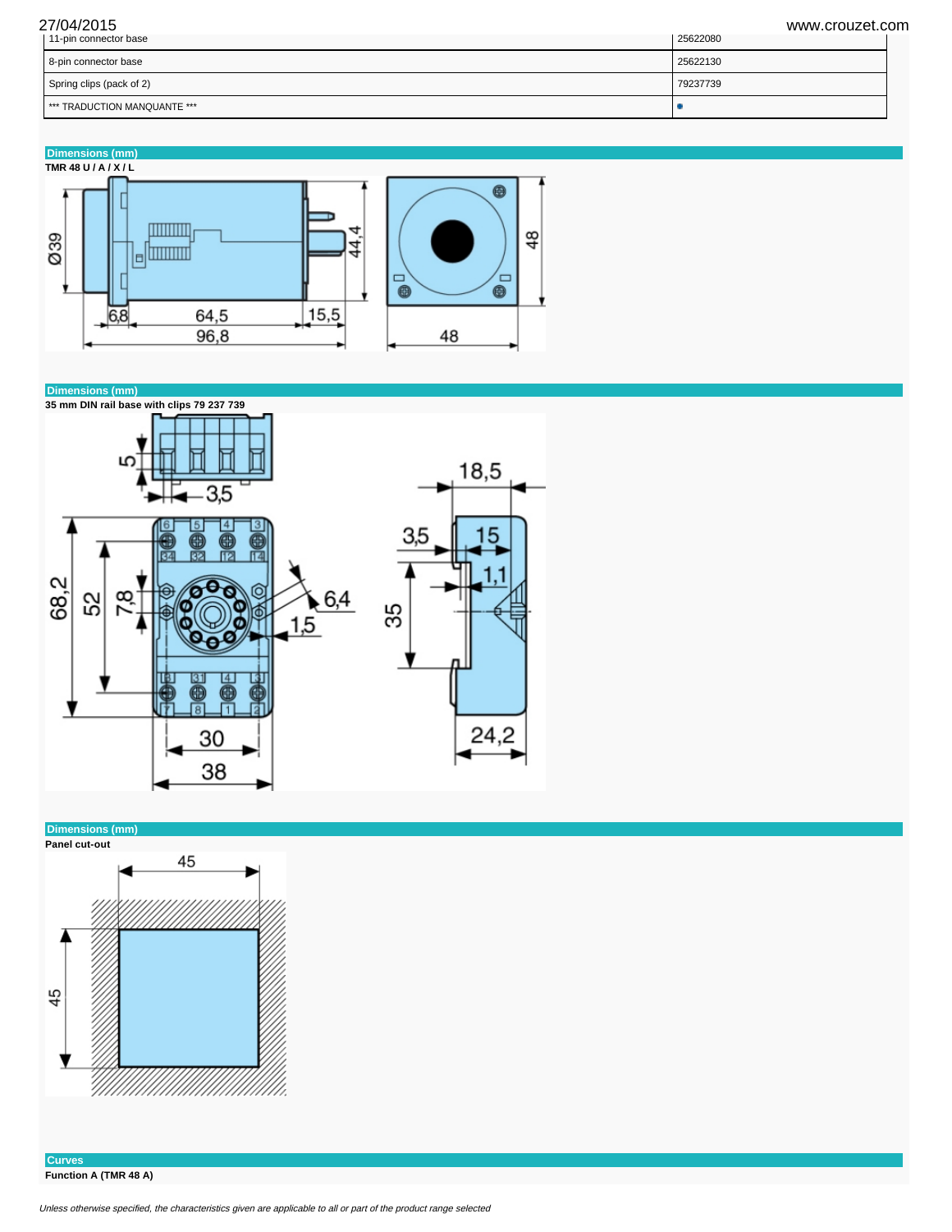| | |
|---|---|
| 11-pin connector base | 25622080 |
| 8-pin connector base | 25622130 |
| Spring clips (pack of 2) | 79237739 |
| *** TRADUCTION MANQUANTE *** | • |

## Dimensions (mm)

**TMR 48 U / A / X / L**

## Dimensions (mm)

**35 mm DIN rail base with clips 79 237 739**

## Dimensions (mm)

**Panel cut-out**

## Curves

**Function A (TMR 48 A)**

*Unless otherwise specified, the characteristics given are applicable to all or part of the product range selected*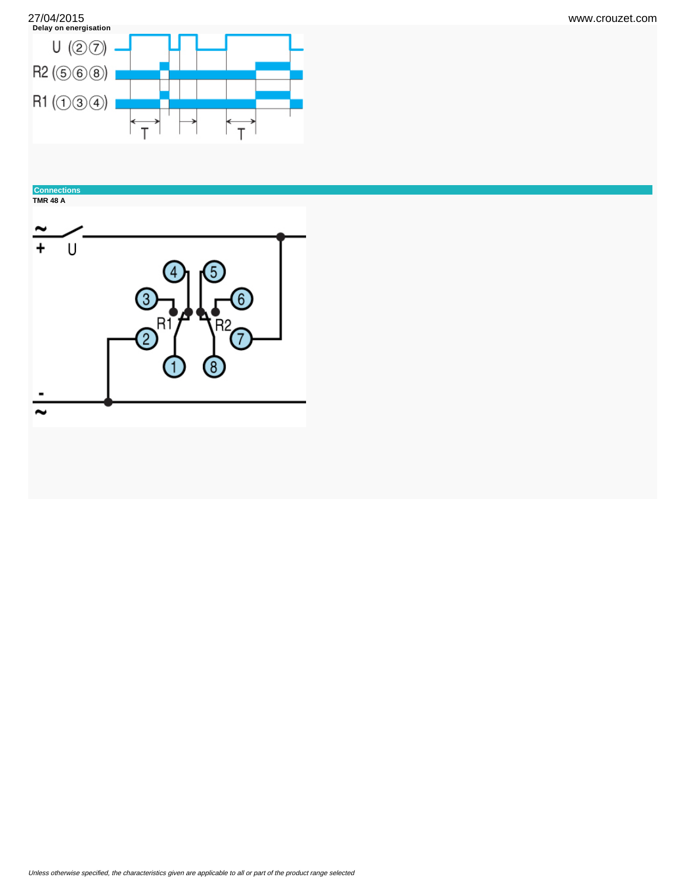**Delay on energisation**

U (2)(7)

R2 (5)(6)(8)

R1 (1)(3)(4)

T

T

## Connections

**TMR 48 A**

~
+ U

4 5
3 6
R1 R2
2 7
1 8

-
~

*Unless otherwise specified, the characteristics given are applicable to all or part of the product range selected*